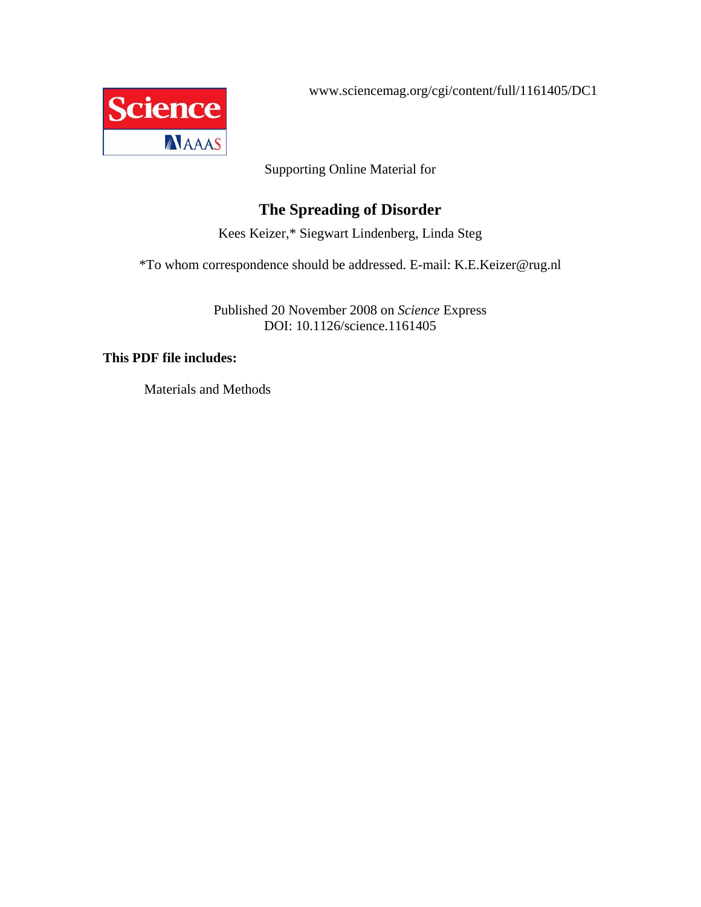www.sciencemag.org/cgi/content/full/1161405/DC1

Supporting Online Material for

# The Spreading of Disorder

Kees Keizer,* Siegwart Lindenberg, Linda Steg

*To whom correspondence should be addressed. E-mail: K.E.Keizer@rug.nl

Published 20 November 2008 on *Science* Express
DOI: 10.1126/science.1161405

**This PDF file includes:**

Materials and Methods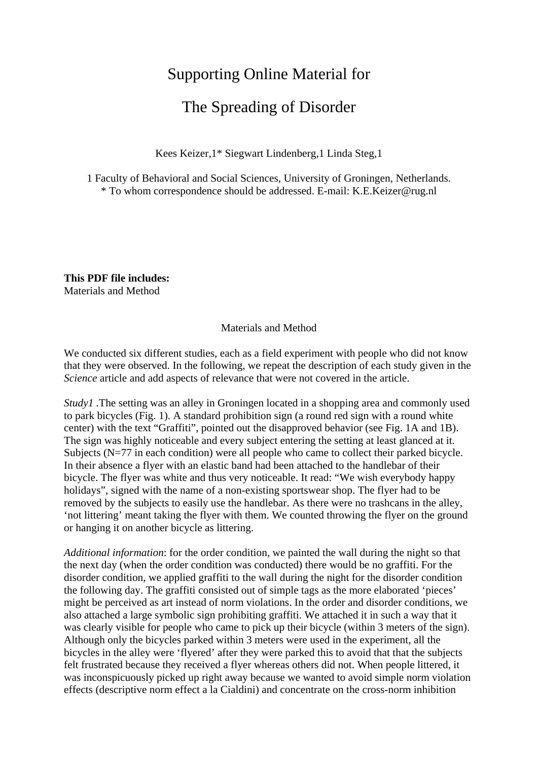# Supporting Online Material for

# The Spreading of Disorder

Kees Keizer,1* Siegwart Lindenberg,1 Linda Steg,1

1 Faculty of Behavioral and Social Sciences, University of Groningen, Netherlands.
* To whom correspondence should be addressed. E-mail: K.E.Keizer@rug.nl

**This PDF file includes:**
Materials and Method

## Materials and Method

We conducted six different studies, each as a field experiment with people who did not know that they were observed. In the following, we repeat the description of each study given in the *Science* article and add aspects of relevance that were not covered in the article.

*Study1* .The setting was an alley in Groningen located in a shopping area and commonly used to park bicycles (Fig. 1). A standard prohibition sign (a round red sign with a round white center) with the text "Graffiti", pointed out the disapproved behavior (see Fig. 1A and 1B). The sign was highly noticeable and every subject entering the setting at least glanced at it. Subjects (N=77 in each condition) were all people who came to collect their parked bicycle. In their absence a flyer with an elastic band had been attached to the handlebar of their bicycle. The flyer was white and thus very noticeable. It read: "We wish everybody happy holidays", signed with the name of a non-existing sportswear shop. The flyer had to be removed by the subjects to easily use the handlebar. As there were no trashcans in the alley, 'not littering' meant taking the flyer with them. We counted throwing the flyer on the ground or hanging it on another bicycle as littering.

*Additional information*: for the order condition, we painted the wall during the night so that the next day (when the order condition was conducted) there would be no graffiti. For the disorder condition, we applied graffiti to the wall during the night for the disorder condition the following day. The graffiti consisted out of simple tags as the more elaborated 'pieces' might be perceived as art instead of norm violations. In the order and disorder conditions, we also attached a large symbolic sign prohibiting graffiti. We attached it in such a way that it was clearly visible for people who came to pick up their bicycle (within 3 meters of the sign). Although only the bicycles parked within 3 meters were used in the experiment, all the bicycles in the alley were 'flyered' after they were parked this to avoid that that the subjects felt frustrated because they received a flyer whereas others did not. When people littered, it was inconspicuously picked up right away because we wanted to avoid simple norm violation effects (descriptive norm effect a la Cialdini) and concentrate on the cross-norm inhibition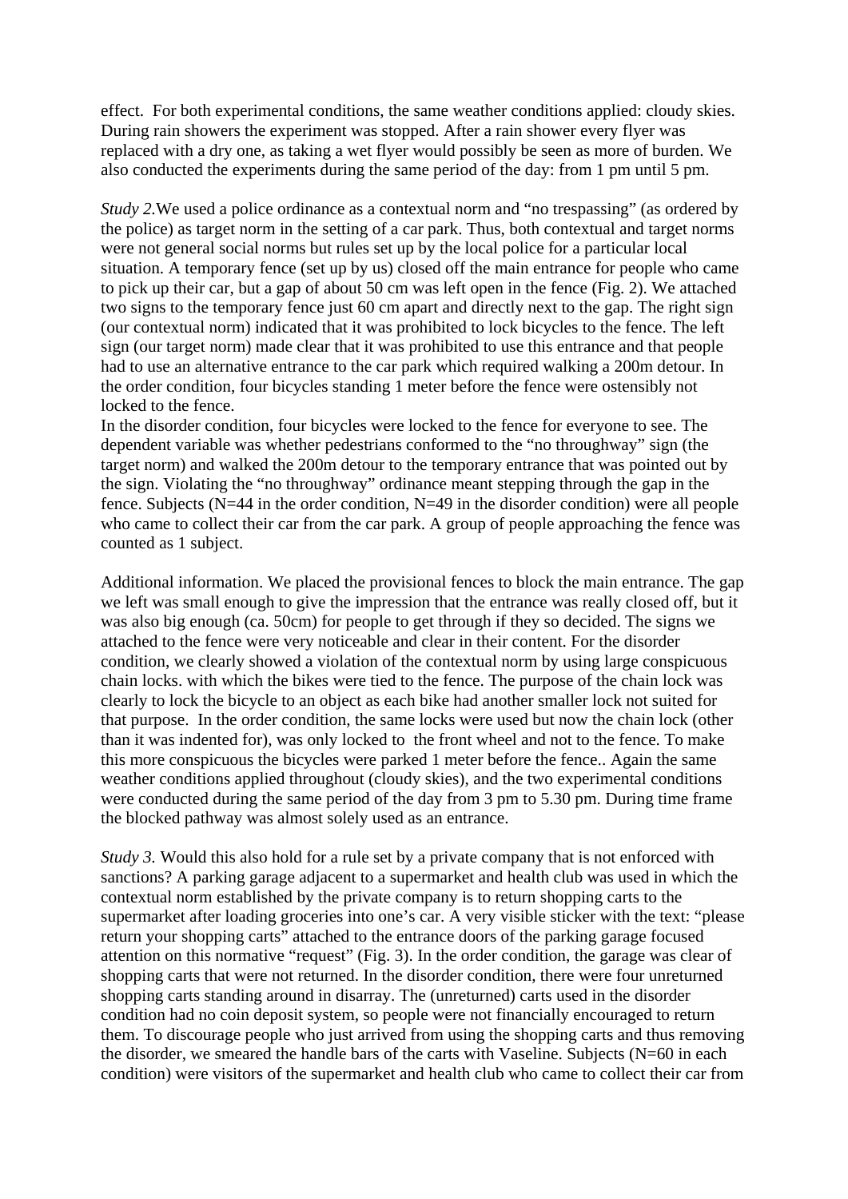effect. For both experimental conditions, the same weather conditions applied: cloudy skies. During rain showers the experiment was stopped. After a rain shower every flyer was replaced with a dry one, as taking a wet flyer would possibly be seen as more of burden. We also conducted the experiments during the same period of the day: from 1 pm until 5 pm.

*Study 2.*We used a police ordinance as a contextual norm and "no trespassing" (as ordered by the police) as target norm in the setting of a car park. Thus, both contextual and target norms were not general social norms but rules set up by the local police for a particular local situation. A temporary fence (set up by us) closed off the main entrance for people who came to pick up their car, but a gap of about 50 cm was left open in the fence (Fig. 2). We attached two signs to the temporary fence just 60 cm apart and directly next to the gap. The right sign (our contextual norm) indicated that it was prohibited to lock bicycles to the fence. The left sign (our target norm) made clear that it was prohibited to use this entrance and that people had to use an alternative entrance to the car park which required walking a 200m detour. In the order condition, four bicycles standing 1 meter before the fence were ostensibly not locked to the fence.
In the disorder condition, four bicycles were locked to the fence for everyone to see. The dependent variable was whether pedestrians conformed to the "no throughway" sign (the target norm) and walked the 200m detour to the temporary entrance that was pointed out by the sign. Violating the "no throughway" ordinance meant stepping through the gap in the fence. Subjects (N=44 in the order condition, N=49 in the disorder condition) were all people who came to collect their car from the car park. A group of people approaching the fence was counted as 1 subject.

Additional information. We placed the provisional fences to block the main entrance. The gap we left was small enough to give the impression that the entrance was really closed off, but it was also big enough (ca. 50cm) for people to get through if they so decided. The signs we attached to the fence were very noticeable and clear in their content. For the disorder condition, we clearly showed a violation of the contextual norm by using large conspicuous chain locks. with which the bikes were tied to the fence. The purpose of the chain lock was clearly to lock the bicycle to an object as each bike had another smaller lock not suited for that purpose. In the order condition, the same locks were used but now the chain lock (other than it was indented for), was only locked to the front wheel and not to the fence. To make this more conspicuous the bicycles were parked 1 meter before the fence.. Again the same weather conditions applied throughout (cloudy skies), and the two experimental conditions were conducted during the same period of the day from 3 pm to 5.30 pm. During time frame the blocked pathway was almost solely used as an entrance.

*Study 3.* Would this also hold for a rule set by a private company that is not enforced with sanctions? A parking garage adjacent to a supermarket and health club was used in which the contextual norm established by the private company is to return shopping carts to the supermarket after loading groceries into one's car. A very visible sticker with the text: "please return your shopping carts" attached to the entrance doors of the parking garage focused attention on this normative "request" (Fig. 3). In the order condition, the garage was clear of shopping carts that were not returned. In the disorder condition, there were four unreturned shopping carts standing around in disarray. The (unreturned) carts used in the disorder condition had no coin deposit system, so people were not financially encouraged to return them. To discourage people who just arrived from using the shopping carts and thus removing the disorder, we smeared the handle bars of the carts with Vaseline. Subjects (N=60 in each condition) were visitors of the supermarket and health club who came to collect their car from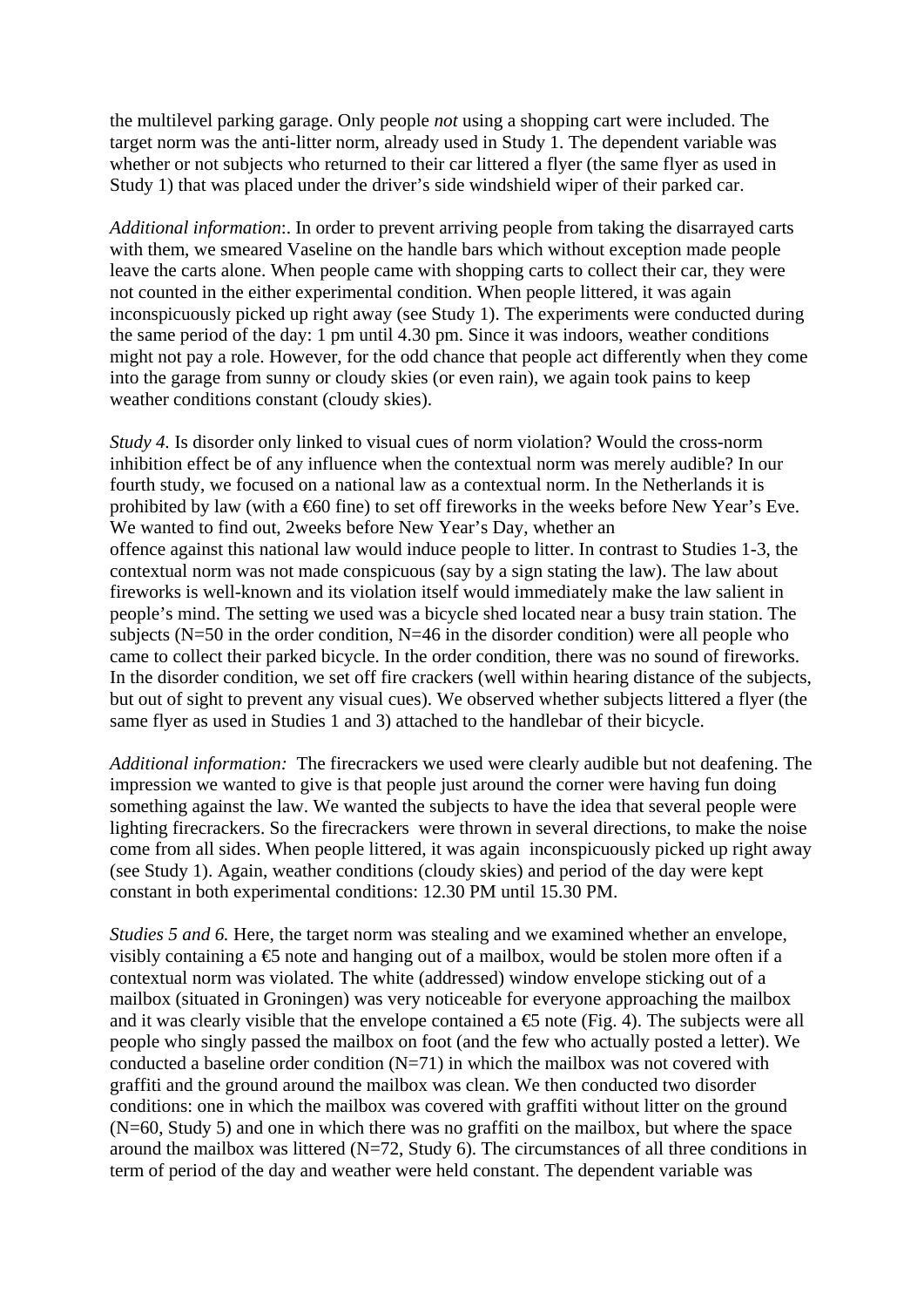the multilevel parking garage. Only people *not* using a shopping cart were included. The target norm was the anti-litter norm, already used in Study 1. The dependent variable was whether or not subjects who returned to their car littered a flyer (the same flyer as used in Study 1) that was placed under the driver's side windshield wiper of their parked car.

*Additional information*:. In order to prevent arriving people from taking the disarrayed carts with them, we smeared Vaseline on the handle bars which without exception made people leave the carts alone. When people came with shopping carts to collect their car, they were not counted in the either experimental condition. When people littered, it was again inconspicuously picked up right away (see Study 1). The experiments were conducted during the same period of the day: 1 pm until 4.30 pm. Since it was indoors, weather conditions might not pay a role. However, for the odd chance that people act differently when they come into the garage from sunny or cloudy skies (or even rain), we again took pains to keep weather conditions constant (cloudy skies).

*Study 4.* Is disorder only linked to visual cues of norm violation? Would the cross-norm inhibition effect be of any influence when the contextual norm was merely audible? In our fourth study, we focused on a national law as a contextual norm. In the Netherlands it is prohibited by law (with a €60 fine) to set off fireworks in the weeks before New Year's Eve. We wanted to find out, 2weeks before New Year's Day, whether an offence against this national law would induce people to litter. In contrast to Studies 1-3, the contextual norm was not made conspicuous (say by a sign stating the law). The law about fireworks is well-known and its violation itself would immediately make the law salient in people's mind. The setting we used was a bicycle shed located near a busy train station. The subjects (N=50 in the order condition, N=46 in the disorder condition) were all people who came to collect their parked bicycle. In the order condition, there was no sound of fireworks. In the disorder condition, we set off fire crackers (well within hearing distance of the subjects, but out of sight to prevent any visual cues). We observed whether subjects littered a flyer (the same flyer as used in Studies 1 and 3) attached to the handlebar of their bicycle.

*Additional information:* The firecrackers we used were clearly audible but not deafening. The impression we wanted to give is that people just around the corner were having fun doing something against the law. We wanted the subjects to have the idea that several people were lighting firecrackers. So the firecrackers were thrown in several directions, to make the noise come from all sides. When people littered, it was again inconspicuously picked up right away (see Study 1). Again, weather conditions (cloudy skies) and period of the day were kept constant in both experimental conditions: 12.30 PM until 15.30 PM.

*Studies 5 and 6.* Here, the target norm was stealing and we examined whether an envelope, visibly containing a €5 note and hanging out of a mailbox, would be stolen more often if a contextual norm was violated. The white (addressed) window envelope sticking out of a mailbox (situated in Groningen) was very noticeable for everyone approaching the mailbox and it was clearly visible that the envelope contained a €5 note (Fig. 4). The subjects were all people who singly passed the mailbox on foot (and the few who actually posted a letter). We conducted a baseline order condition (N=71) in which the mailbox was not covered with graffiti and the ground around the mailbox was clean. We then conducted two disorder conditions: one in which the mailbox was covered with graffiti without litter on the ground (N=60, Study 5) and one in which there was no graffiti on the mailbox, but where the space around the mailbox was littered (N=72, Study 6). The circumstances of all three conditions in term of period of the day and weather were held constant. The dependent variable was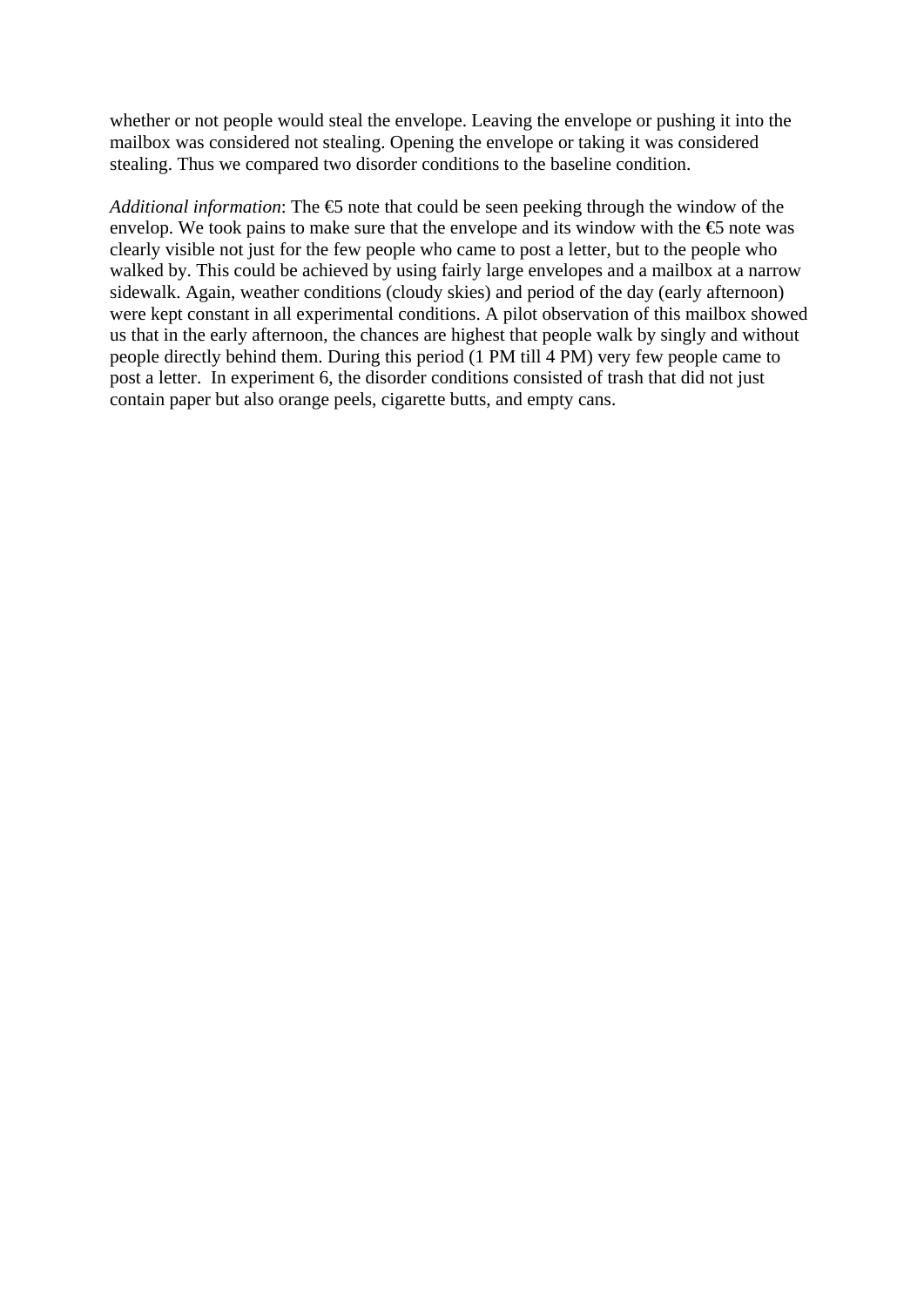whether or not people would steal the envelope. Leaving the envelope or pushing it into the mailbox was considered not stealing. Opening the envelope or taking it was considered stealing. Thus we compared two disorder conditions to the baseline condition.

*Additional information*: The €5 note that could be seen peeking through the window of the envelop. We took pains to make sure that the envelope and its window with the €5 note was clearly visible not just for the few people who came to post a letter, but to the people who walked by. This could be achieved by using fairly large envelopes and a mailbox at a narrow sidewalk. Again, weather conditions (cloudy skies) and period of the day (early afternoon) were kept constant in all experimental conditions. A pilot observation of this mailbox showed us that in the early afternoon, the chances are highest that people walk by singly and without people directly behind them. During this period (1 PM till 4 PM) very few people came to post a letter. In experiment 6, the disorder conditions consisted of trash that did not just contain paper but also orange peels, cigarette butts, and empty cans.